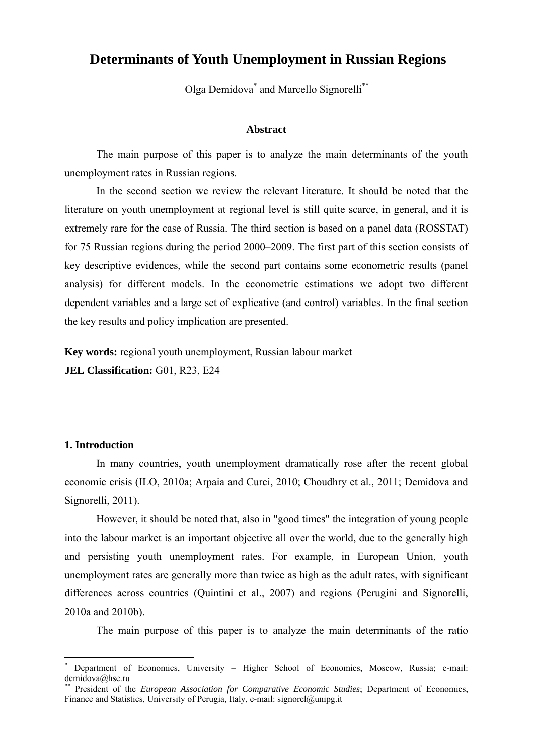# Determinants of Youth Unemployment in Russian Regions

Olga Demidova[*] and Marcello Signorelli[**]

### Abstract

The main purpose of this paper is to analyze the main determinants of the youth unemployment rates in Russian regions.

In the second section we review the relevant literature. It should be noted that the literature on youth unemployment at regional level is still quite scarce, in general, and it is extremely rare for the case of Russia. The third section is based on a panel data (ROSSTAT) for 75 Russian regions during the period 2000–2009. The first part of this section consists of key descriptive evidences, while the second part contains some econometric results (panel analysis) for different models. In the econometric estimations we adopt two different dependent variables and a large set of explicative (and control) variables. In the final section the key results and policy implication are presented.

**Key words:** regional youth unemployment, Russian labour market

**JEL Classification:** G01, R23, E24

## 1. Introduction

In many countries, youth unemployment dramatically rose after the recent global economic crisis (ILO, 2010a; Arpaia and Curci, 2010; Choudhry et al., 2011; Demidova and Signorelli, 2011).

However, it should be noted that, also in "good times" the integration of young people into the labour market is an important objective all over the world, due to the generally high and persisting youth unemployment rates. For example, in European Union, youth unemployment rates are generally more than twice as high as the adult rates, with significant differences across countries (Quintini et al., 2007) and regions (Perugini and Signorelli, 2010a and 2010b).

The main purpose of this paper is to analyze the main determinants of the ratio

---

[*] Department of Economics, University – Higher School of Economics, Moscow, Russia; e-mail: demidova@hse.ru

[**] President of the *European Association for Comparative Economic Studies*; Department of Economics, Finance and Statistics, University of Perugia, Italy, e-mail: signorel@unipg.it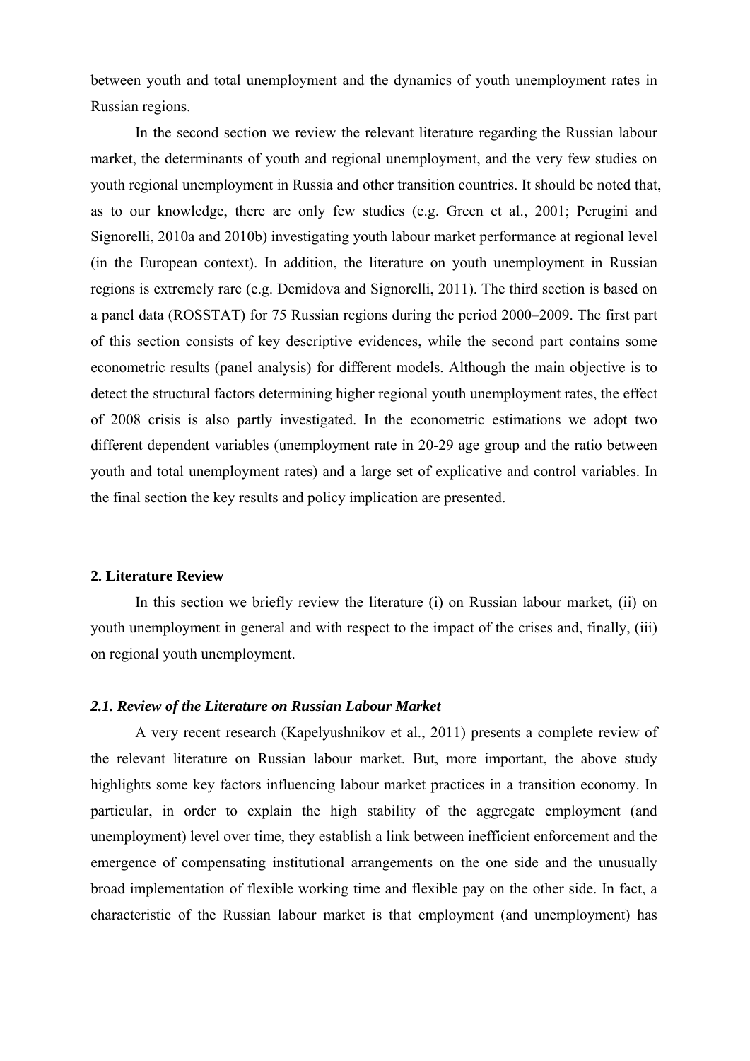between youth and total unemployment and the dynamics of youth unemployment rates in Russian regions.

In the second section we review the relevant literature regarding the Russian labour market, the determinants of youth and regional unemployment, and the very few studies on youth regional unemployment in Russia and other transition countries. It should be noted that, as to our knowledge, there are only few studies (e.g. Green et al., 2001; Perugini and Signorelli, 2010a and 2010b) investigating youth labour market performance at regional level (in the European context). In addition, the literature on youth unemployment in Russian regions is extremely rare (e.g. Demidova and Signorelli, 2011). The third section is based on a panel data (ROSSTAT) for 75 Russian regions during the period 2000–2009. The first part of this section consists of key descriptive evidences, while the second part contains some econometric results (panel analysis) for different models. Although the main objective is to detect the structural factors determining higher regional youth unemployment rates, the effect of 2008 crisis is also partly investigated. In the econometric estimations we adopt two different dependent variables (unemployment rate in 20-29 age group and the ratio between youth and total unemployment rates) and a large set of explicative and control variables. In the final section the key results and policy implication are presented.

## 2. Literature Review

In this section we briefly review the literature (i) on Russian labour market, (ii) on youth unemployment in general and with respect to the impact of the crises and, finally, (iii) on regional youth unemployment.

### *2.1. Review of the Literature on Russian Labour Market*

A very recent research (Kapelyushnikov et al., 2011) presents a complete review of the relevant literature on Russian labour market. But, more important, the above study highlights some key factors influencing labour market practices in a transition economy. In particular, in order to explain the high stability of the aggregate employment (and unemployment) level over time, they establish a link between inefficient enforcement and the emergence of compensating institutional arrangements on the one side and the unusually broad implementation of flexible working time and flexible pay on the other side. In fact, a characteristic of the Russian labour market is that employment (and unemployment) has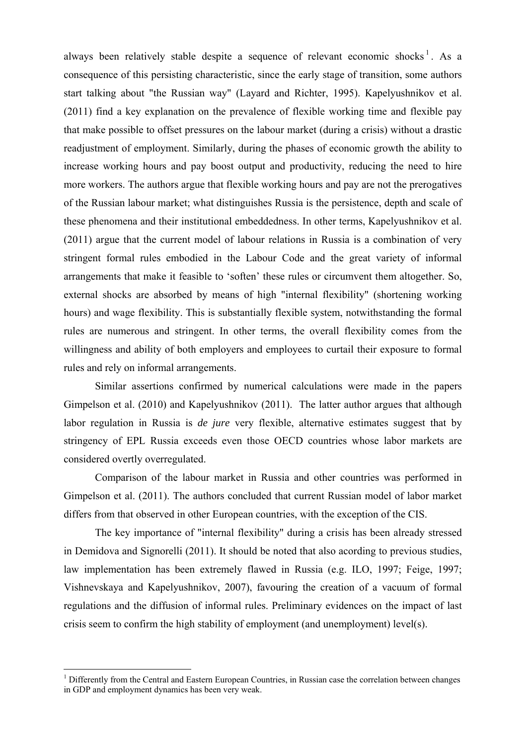always been relatively stable despite a sequence of relevant economic shocks[1]. As a consequence of this persisting characteristic, since the early stage of transition, some authors start talking about "the Russian way" (Layard and Richter, 1995). Kapelyushnikov et al. (2011) find a key explanation on the prevalence of flexible working time and flexible pay that make possible to offset pressures on the labour market (during a crisis) without a drastic readjustment of employment. Similarly, during the phases of economic growth the ability to increase working hours and pay boost output and productivity, reducing the need to hire more workers. The authors argue that flexible working hours and pay are not the prerogatives of the Russian labour market; what distinguishes Russia is the persistence, depth and scale of these phenomena and their institutional embeddedness. In other terms, Kapelyushnikov et al. (2011) argue that the current model of labour relations in Russia is a combination of very stringent formal rules embodied in the Labour Code and the great variety of informal arrangements that make it feasible to 'soften' these rules or circumvent them altogether. So, external shocks are absorbed by means of high "internal flexibility" (shortening working hours) and wage flexibility. This is substantially flexible system, notwithstanding the formal rules are numerous and stringent. In other terms, the overall flexibility comes from the willingness and ability of both employers and employees to curtail their exposure to formal rules and rely on informal arrangements.

Similar assertions confirmed by numerical calculations were made in the papers Gimpelson et al. (2010) and Kapelyushnikov (2011). The latter author argues that although labor regulation in Russia is *de jure* very flexible, alternative estimates suggest that by stringency of EPL Russia exceeds even those OECD countries whose labor markets are considered overtly overregulated.

Comparison of the labour market in Russia and other countries was performed in Gimpelson et al. (2011). The authors concluded that current Russian model of labor market differs from that observed in other European countries, with the exception of the CIS.

The key importance of "internal flexibility" during a crisis has been already stressed in Demidova and Signorelli (2011). It should be noted that also acording to previous studies, law implementation has been extremely flawed in Russia (e.g. ILO, 1997; Feige, 1997; Vishnevskaya and Kapelyushnikov, 2007), favouring the creation of a vacuum of formal regulations and the diffusion of informal rules. Preliminary evidences on the impact of last crisis seem to confirm the high stability of employment (and unemployment) level(s).

[1] Differently from the Central and Eastern European Countries, in Russian case the correlation between changes in GDP and employment dynamics has been very weak.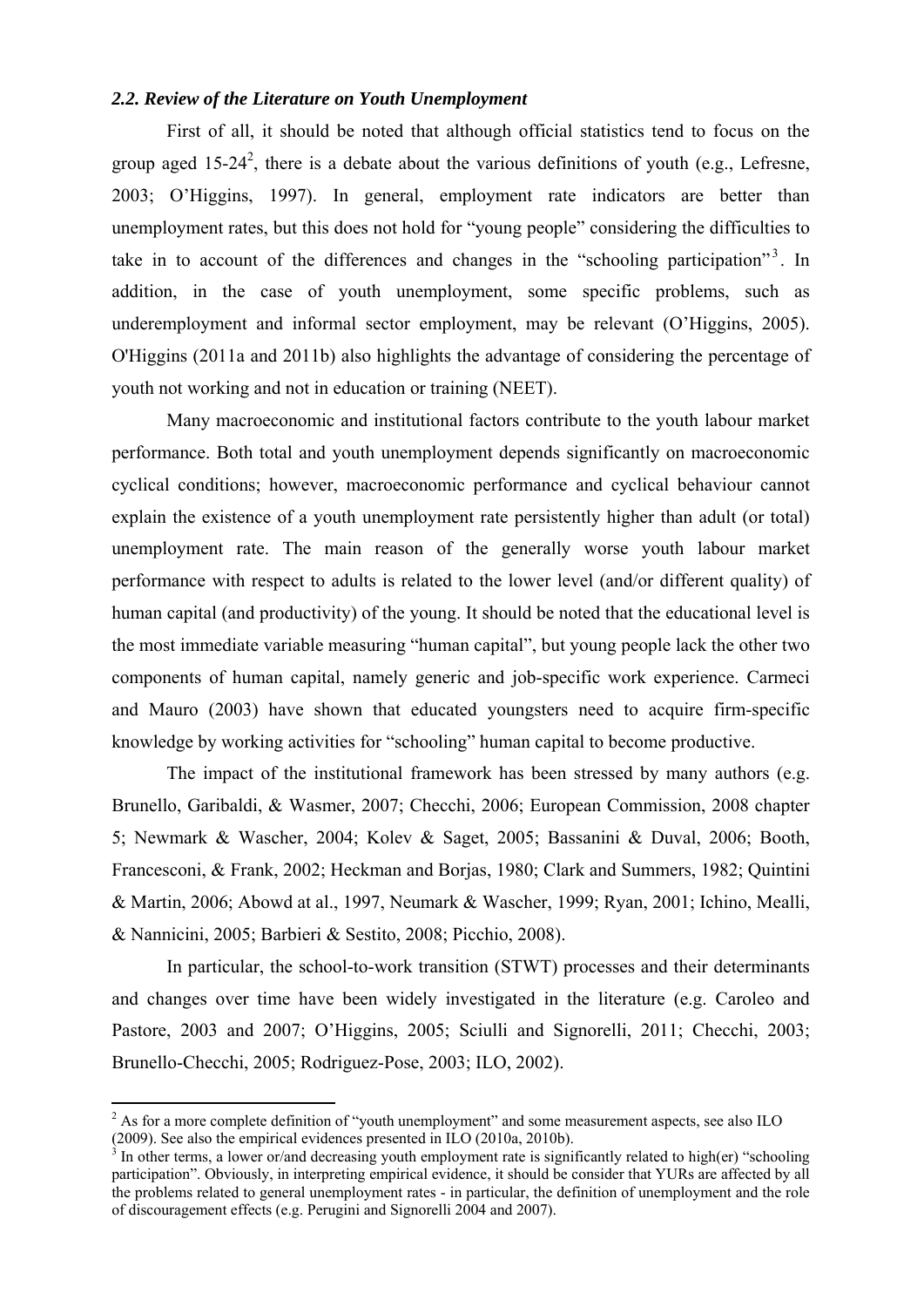### *2.2. Review of the Literature on Youth Unemployment*

First of all, it should be noted that although official statistics tend to focus on the group aged 15-24[2], there is a debate about the various definitions of youth (e.g., Lefresne, 2003; O'Higgins, 1997). In general, employment rate indicators are better than unemployment rates, but this does not hold for "young people" considering the difficulties to take in to account of the differences and changes in the "schooling participation"[3]. In addition, in the case of youth unemployment, some specific problems, such as underemployment and informal sector employment, may be relevant (O'Higgins, 2005). O'Higgins (2011a and 2011b) also highlights the advantage of considering the percentage of youth not working and not in education or training (NEET).

Many macroeconomic and institutional factors contribute to the youth labour market performance. Both total and youth unemployment depends significantly on macroeconomic cyclical conditions; however, macroeconomic performance and cyclical behaviour cannot explain the existence of a youth unemployment rate persistently higher than adult (or total) unemployment rate. The main reason of the generally worse youth labour market performance with respect to adults is related to the lower level (and/or different quality) of human capital (and productivity) of the young. It should be noted that the educational level is the most immediate variable measuring "human capital", but young people lack the other two components of human capital, namely generic and job-specific work experience. Carmeci and Mauro (2003) have shown that educated youngsters need to acquire firm-specific knowledge by working activities for "schooling" human capital to become productive.

The impact of the institutional framework has been stressed by many authors (e.g. Brunello, Garibaldi, & Wasmer, 2007; Checchi, 2006; European Commission, 2008 chapter 5; Newmark & Wascher, 2004; Kolev & Saget, 2005; Bassanini & Duval, 2006; Booth, Francesconi, & Frank, 2002; Heckman and Borjas, 1980; Clark and Summers, 1982; Quintini & Martin, 2006; Abowd at al., 1997, Neumark & Wascher, 1999; Ryan, 2001; Ichino, Mealli, & Nannicini, 2005; Barbieri & Sestito, 2008; Picchio, 2008).

In particular, the school-to-work transition (STWT) processes and their determinants and changes over time have been widely investigated in the literature (e.g. Caroleo and Pastore, 2003 and 2007; O'Higgins, 2005; Sciulli and Signorelli, 2011; Checchi, 2003; Brunello-Checchi, 2005; Rodriguez-Pose, 2003; ILO, 2002).

---

[2] As for a more complete definition of "youth unemployment" and some measurement aspects, see also ILO (2009). See also the empirical evidences presented in ILO (2010a, 2010b).

[3] In other terms, a lower or/and decreasing youth employment rate is significantly related to high(er) "schooling participation". Obviously, in interpreting empirical evidence, it should be consider that YURs are affected by all the problems related to general unemployment rates - in particular, the definition of unemployment and the role of discouragement effects (e.g. Perugini and Signorelli 2004 and 2007).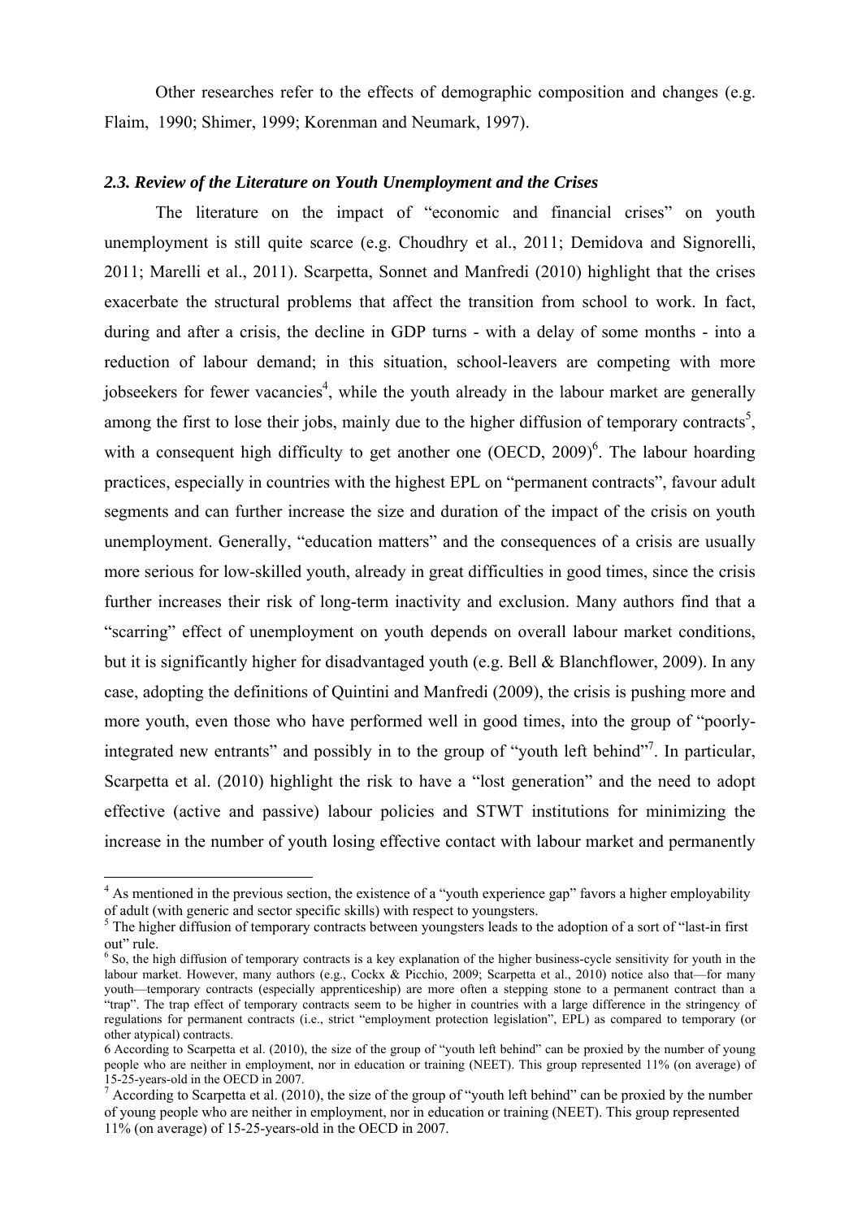Other researches refer to the effects of demographic composition and changes (e.g. Flaim, 1990; Shimer, 1999; Korenman and Neumark, 1997).

### *2.3. Review of the Literature on Youth Unemployment and the Crises*

The literature on the impact of "economic and financial crises" on youth unemployment is still quite scarce (e.g. Choudhry et al., 2011; Demidova and Signorelli, 2011; Marelli et al., 2011). Scarpetta, Sonnet and Manfredi (2010) highlight that the crises exacerbate the structural problems that affect the transition from school to work. In fact, during and after a crisis, the decline in GDP turns - with a delay of some months - into a reduction of labour demand; in this situation, school-leavers are competing with more jobseekers for fewer vacancies[4], while the youth already in the labour market are generally among the first to lose their jobs, mainly due to the higher diffusion of temporary contracts[5], with a consequent high difficulty to get another one (OECD, 2009)[6]. The labour hoarding practices, especially in countries with the highest EPL on "permanent contracts", favour adult segments and can further increase the size and duration of the impact of the crisis on youth unemployment. Generally, "education matters" and the consequences of a crisis are usually more serious for low-skilled youth, already in great difficulties in good times, since the crisis further increases their risk of long-term inactivity and exclusion. Many authors find that a "scarring" effect of unemployment on youth depends on overall labour market conditions, but it is significantly higher for disadvantaged youth (e.g. Bell & Blanchflower, 2009). In any case, adopting the definitions of Quintini and Manfredi (2009), the crisis is pushing more and more youth, even those who have performed well in good times, into the group of "poorly-integrated new entrants" and possibly in to the group of "youth left behind"[7]. In particular, Scarpetta et al. (2010) highlight the risk to have a "lost generation" and the need to adopt effective (active and passive) labour policies and STWT institutions for minimizing the increase in the number of youth losing effective contact with labour market and permanently

---

[4] As mentioned in the previous section, the existence of a "youth experience gap" favors a higher employability of adult (with generic and sector specific skills) with respect to youngsters.

[5] The higher diffusion of temporary contracts between youngsters leads to the adoption of a sort of "last-in first out" rule.

[6] So, the high diffusion of temporary contracts is a key explanation of the higher business-cycle sensitivity for youth in the labour market. However, many authors (e.g., Cockx & Picchio, 2009; Scarpetta et al., 2010) notice also that—for many youth—temporary contracts (especially apprenticeship) are more often a stepping stone to a permanent contract than a "trap". The trap effect of temporary contracts seem to be higher in countries with a large difference in the stringency of regulations for permanent contracts (i.e., strict "employment protection legislation", EPL) as compared to temporary (or other atypical) contracts.

6 According to Scarpetta et al. (2010), the size of the group of "youth left behind" can be proxied by the number of young people who are neither in employment, nor in education or training (NEET). This group represented 11% (on average) of 15-25-years-old in the OECD in 2007.

[7] According to Scarpetta et al. (2010), the size of the group of "youth left behind" can be proxied by the number of young people who are neither in employment, nor in education or training (NEET). This group represented 11% (on average) of 15-25-years-old in the OECD in 2007.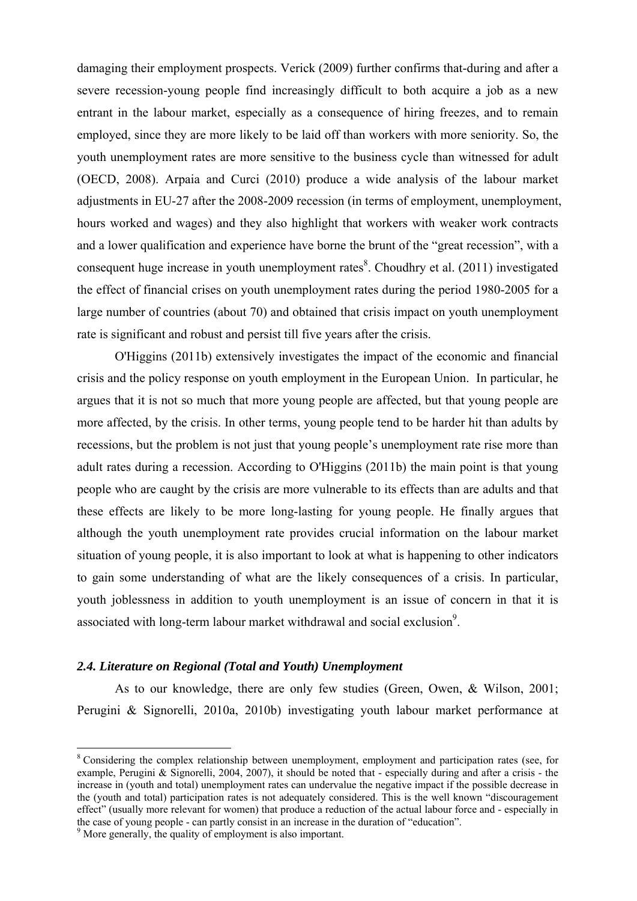damaging their employment prospects. Verick (2009) further confirms that-during and after a severe recession-young people find increasingly difficult to both acquire a job as a new entrant in the labour market, especially as a consequence of hiring freezes, and to remain employed, since they are more likely to be laid off than workers with more seniority. So, the youth unemployment rates are more sensitive to the business cycle than witnessed for adult (OECD, 2008). Arpaia and Curci (2010) produce a wide analysis of the labour market adjustments in EU-27 after the 2008-2009 recession (in terms of employment, unemployment, hours worked and wages) and they also highlight that workers with weaker work contracts and a lower qualification and experience have borne the brunt of the "great recession", with a consequent huge increase in youth unemployment rates[8]. Choudhry et al. (2011) investigated the effect of financial crises on youth unemployment rates during the period 1980-2005 for a large number of countries (about 70) and obtained that crisis impact on youth unemployment rate is significant and robust and persist till five years after the crisis.

O'Higgins (2011b) extensively investigates the impact of the economic and financial crisis and the policy response on youth employment in the European Union. In particular, he argues that it is not so much that more young people are affected, but that young people are more affected, by the crisis. In other terms, young people tend to be harder hit than adults by recessions, but the problem is not just that young people's unemployment rate rise more than adult rates during a recession. According to O'Higgins (2011b) the main point is that young people who are caught by the crisis are more vulnerable to its effects than are adults and that these effects are likely to be more long-lasting for young people. He finally argues that although the youth unemployment rate provides crucial information on the labour market situation of young people, it is also important to look at what is happening to other indicators to gain some understanding of what are the likely consequences of a crisis. In particular, youth joblessness in addition to youth unemployment is an issue of concern in that it is associated with long-term labour market withdrawal and social exclusion[9].

### *2.4. Literature on Regional (Total and Youth) Unemployment*

As to our knowledge, there are only few studies (Green, Owen, & Wilson, 2001; Perugini & Signorelli, 2010a, 2010b) investigating youth labour market performance at

---

[8] Considering the complex relationship between unemployment, employment and participation rates (see, for example, Perugini & Signorelli, 2004, 2007), it should be noted that - especially during and after a crisis - the increase in (youth and total) unemployment rates can undervalue the negative impact if the possible decrease in the (youth and total) participation rates is not adequately considered. This is the well known "discouragement effect" (usually more relevant for women) that produce a reduction of the actual labour force and - especially in the case of young people - can partly consist in an increase in the duration of "education".

[9] More generally, the quality of employment is also important.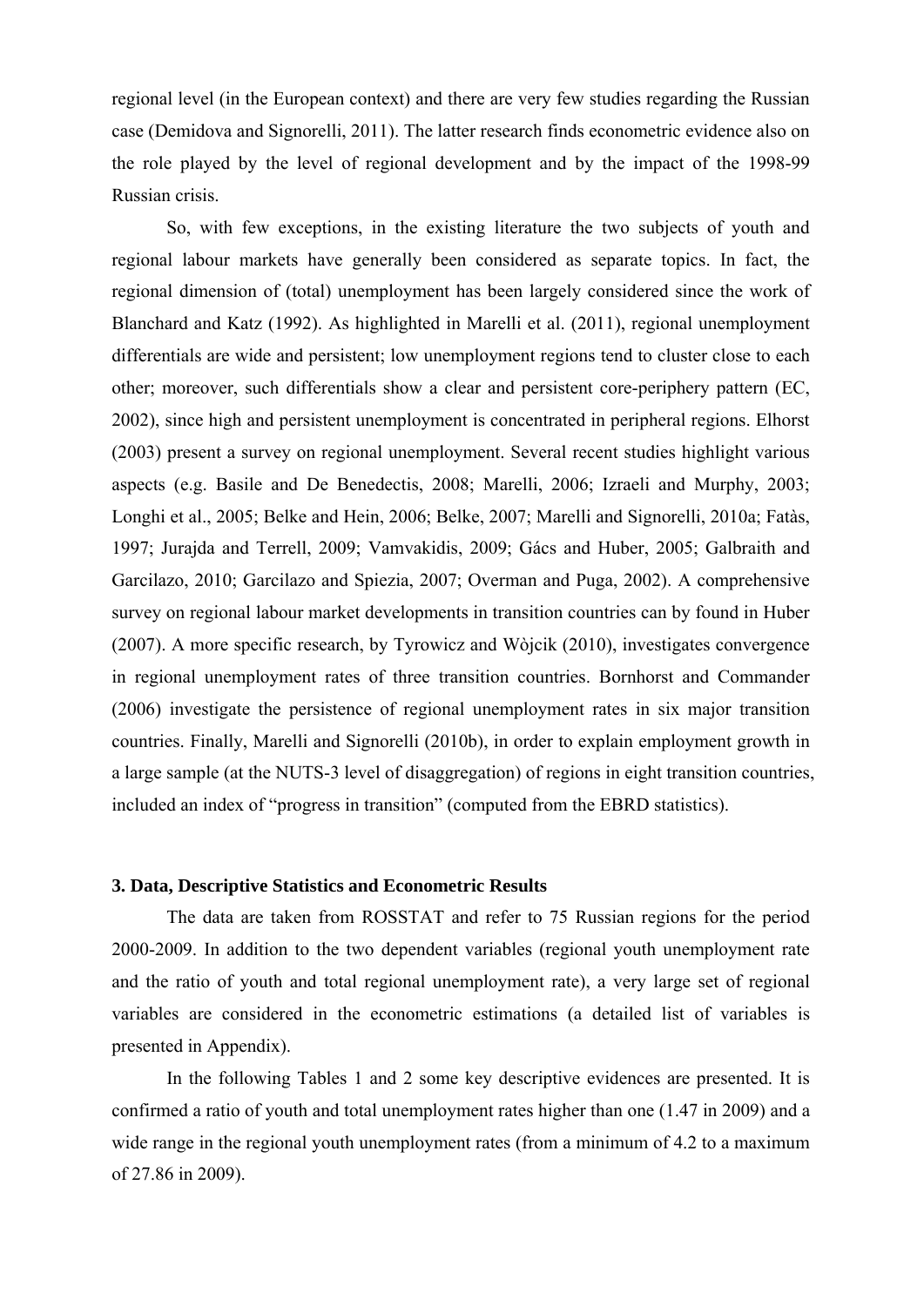regional level (in the European context) and there are very few studies regarding the Russian case (Demidova and Signorelli, 2011). The latter research finds econometric evidence also on the role played by the level of regional development and by the impact of the 1998-99 Russian crisis.

So, with few exceptions, in the existing literature the two subjects of youth and regional labour markets have generally been considered as separate topics. In fact, the regional dimension of (total) unemployment has been largely considered since the work of Blanchard and Katz (1992). As highlighted in Marelli et al. (2011), regional unemployment differentials are wide and persistent; low unemployment regions tend to cluster close to each other; moreover, such differentials show a clear and persistent core-periphery pattern (EC, 2002), since high and persistent unemployment is concentrated in peripheral regions. Elhorst (2003) present a survey on regional unemployment. Several recent studies highlight various aspects (e.g. Basile and De Benedectis, 2008; Marelli, 2006; Izraeli and Murphy, 2003; Longhi et al., 2005; Belke and Hein, 2006; Belke, 2007; Marelli and Signorelli, 2010a; Fatàs, 1997; Jurajda and Terrell, 2009; Vamvakidis, 2009; Gács and Huber, 2005; Galbraith and Garcilazo, 2010; Garcilazo and Spiezia, 2007; Overman and Puga, 2002). A comprehensive survey on regional labour market developments in transition countries can by found in Huber (2007). A more specific research, by Tyrowicz and Wòjcik (2010), investigates convergence in regional unemployment rates of three transition countries. Bornhorst and Commander (2006) investigate the persistence of regional unemployment rates in six major transition countries. Finally, Marelli and Signorelli (2010b), in order to explain employment growth in a large sample (at the NUTS-3 level of disaggregation) of regions in eight transition countries, included an index of "progress in transition" (computed from the EBRD statistics).

### 3. Data, Descriptive Statistics and Econometric Results

The data are taken from ROSSTAT and refer to 75 Russian regions for the period 2000-2009. In addition to the two dependent variables (regional youth unemployment rate and the ratio of youth and total regional unemployment rate), a very large set of regional variables are considered in the econometric estimations (a detailed list of variables is presented in Appendix).

In the following Tables 1 and 2 some key descriptive evidences are presented. It is confirmed a ratio of youth and total unemployment rates higher than one (1.47 in 2009) and a wide range in the regional youth unemployment rates (from a minimum of 4.2 to a maximum of 27.86 in 2009).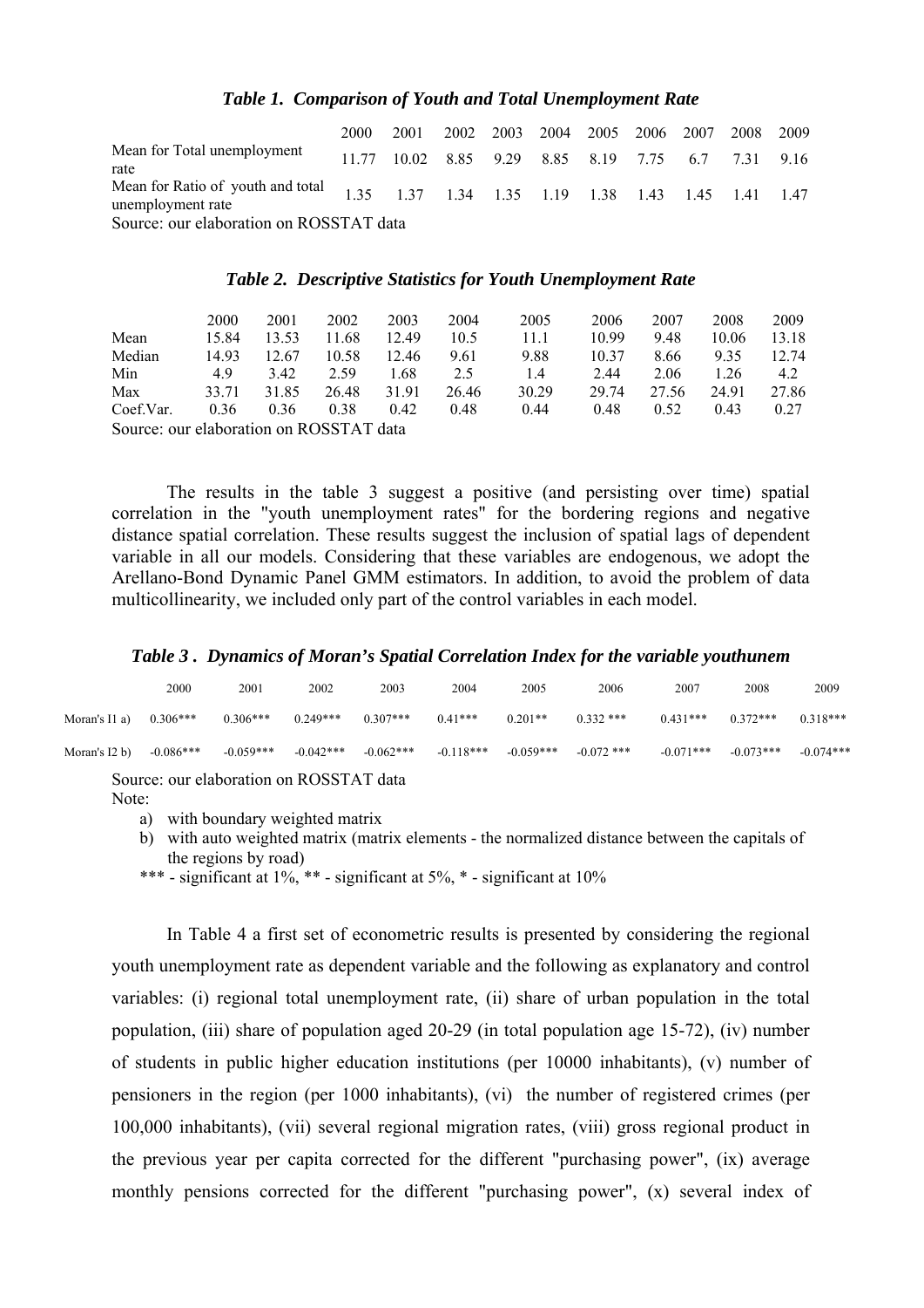***Table 1. Comparison of Youth and Total Unemployment Rate***

| | 2000 | 2001 | 2002 | 2003 | 2004 | 2005 | 2006 | 2007 | 2008 | 2009 |
|---|---|---|---|---|---|---|---|---|---|---|
| Mean for Total unemployment rate | 11.77 | 10.02 | 8.85 | 9.29 | 8.85 | 8.19 | 7.75 | 6.7 | 7.31 | 9.16 |
| Mean for Ratio of youth and total unemployment rate | 1.35 | 1.37 | 1.34 | 1.35 | 1.19 | 1.38 | 1.43 | 1.45 | 1.41 | 1.47 |

Source: our elaboration on ROSSTAT data

***Table 2. Descriptive Statistics for Youth Unemployment Rate***

| | 2000 | 2001 | 2002 | 2003 | 2004 | 2005 | 2006 | 2007 | 2008 | 2009 |
|---|---|---|---|---|---|---|---|---|---|---|
| Mean | 15.84 | 13.53 | 11.68 | 12.49 | 10.5 | 11.1 | 10.99 | 9.48 | 10.06 | 13.18 |
| Median | 14.93 | 12.67 | 10.58 | 12.46 | 9.61 | 9.88 | 10.37 | 8.66 | 9.35 | 12.74 |
| Min | 4.9 | 3.42 | 2.59 | 1.68 | 2.5 | 1.4 | 2.44 | 2.06 | 1.26 | 4.2 |
| Max | 33.71 | 31.85 | 26.48 | 31.91 | 26.46 | 30.29 | 29.74 | 27.56 | 24.91 | 27.86 |
| Coef.Var. | 0.36 | 0.36 | 0.38 | 0.42 | 0.48 | 0.44 | 0.48 | 0.52 | 0.43 | 0.27 |

Source: our elaboration on ROSSTAT data

The results in the table 3 suggest a positive (and persisting over time) spatial correlation in the "youth unemployment rates" for the bordering regions and negative distance spatial correlation. These results suggest the inclusion of spatial lags of dependent variable in all our models. Considering that these variables are endogenous, we adopt the Arellano-Bond Dynamic Panel GMM estimators. In addition, to avoid the problem of data multicollinearity, we included only part of the control variables in each model.

***Table 3 . Dynamics of Moran's Spatial Correlation Index for the variable youthunem***

| | 2000 | 2001 | 2002 | 2003 | 2004 | 2005 | 2006 | 2007 | 2008 | 2009 |
|---|---|---|---|---|---|---|---|---|---|---|
| Moran's I1 a) | 0.306*** | 0.306*** | 0.249*** | 0.307*** | 0.41*** | 0.201** | 0.332 *** | 0.431*** | 0.372*** | 0.318*** |
| Moran's I2 b) | -0.086*** | -0.059*** | -0.042*** | -0.062*** | -0.118*** | -0.059*** | -0.072 *** | -0.071*** | -0.073*** | -0.074*** |

Source: our elaboration on ROSSTAT data

Note:

a) with boundary weighted matrix
b) with auto weighted matrix (matrix elements - the normalized distance between the capitals of the regions by road)

*** - significant at 1%, ** - significant at 5%, * - significant at 10%

In Table 4 a first set of econometric results is presented by considering the regional youth unemployment rate as dependent variable and the following as explanatory and control variables: (i) regional total unemployment rate, (ii) share of urban population in the total population, (iii) share of population aged 20-29 (in total population age 15-72), (iv) number of students in public higher education institutions (per 10000 inhabitants), (v) number of pensioners in the region (per 1000 inhabitants), (vi) the number of registered crimes (per 100,000 inhabitants), (vii) several regional migration rates, (viii) gross regional product in the previous year per capita corrected for the different "purchasing power", (ix) average monthly pensions corrected for the different "purchasing power", (x) several index of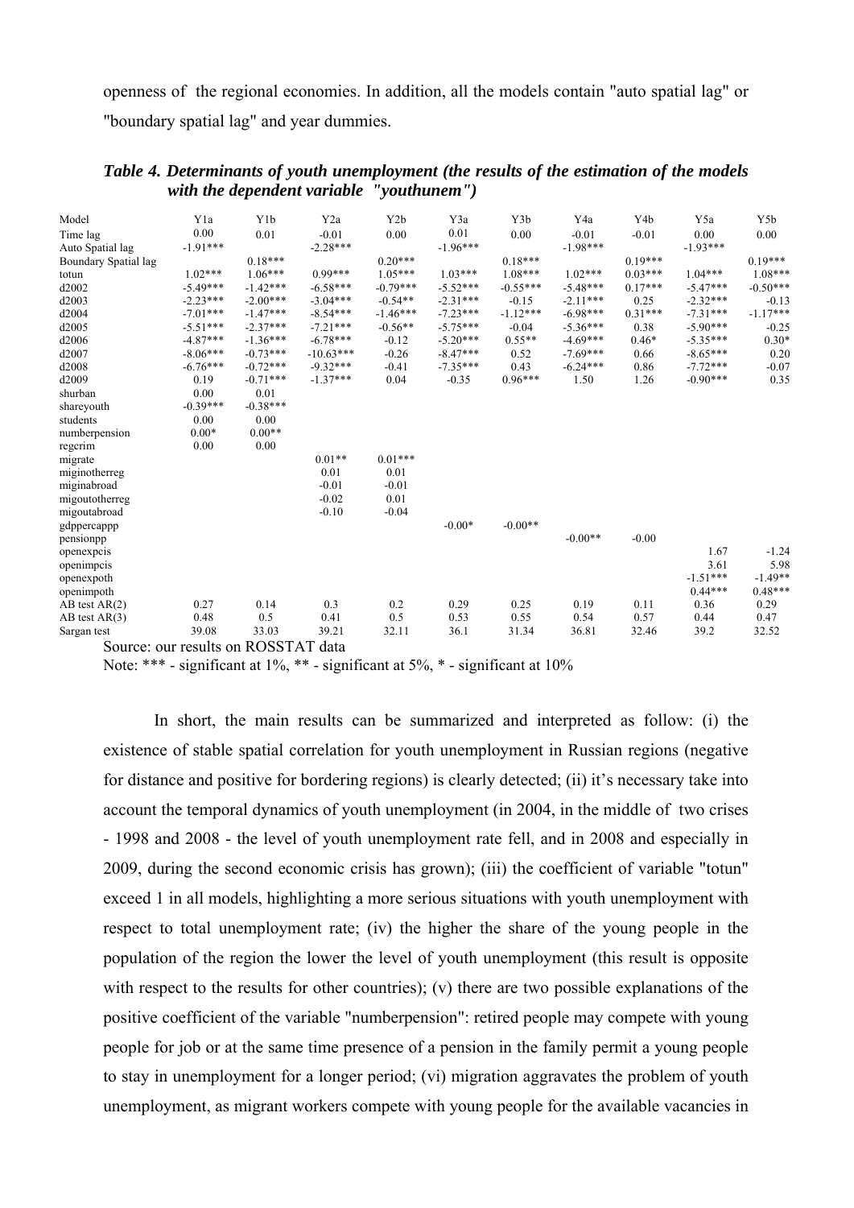openness of the regional economies. In addition, all the models contain "auto spatial lag" or "boundary spatial lag" and year dummies.

***Table 4. Determinants of youth unemployment (the results of the estimation of the models with the dependent variable "youthunem")***

| Model | Y1a | Y1b | Y2a | Y2b | Y3a | Y3b | Y4a | Y4b | Y5a | Y5b |
|---|---|---|---|---|---|---|---|---|---|---|
| Time lag | 0.00 | 0.01 | -0.01 | 0.00 | 0.01 | 0.00 | -0.01 | -0.01 | 0.00 | 0.00 |
| Auto Spatial lag | -1.91*** | | -2.28*** | | -1.96*** | | -1.98*** | | -1.93*** | |
| Boundary Spatial lag | | 0.18*** | | 0.20*** | | 0.18*** | | 0.19*** | | 0.19*** |
| totun | 1.02*** | 1.06*** | 0.99*** | 1.05*** | 1.03*** | 1.08*** | 1.02*** | 0.03*** | 1.04*** | 1.08*** |
| d2002 | -5.49*** | -1.42*** | -6.58*** | -0.79*** | -5.52*** | -0.55*** | -5.48*** | 0.17*** | -5.47*** | -0.50*** |
| d2003 | -2.23*** | -2.00*** | -3.04*** | -0.54** | -2.31*** | -0.15 | -2.11*** | 0.25 | -2.32*** | -0.13 |
| d2004 | -7.01*** | -1.47*** | -8.54*** | -1.46*** | -7.23*** | -1.12*** | -6.98*** | 0.31*** | -7.31*** | -1.17*** |
| d2005 | -5.51*** | -2.37*** | -7.21*** | -0.56** | -5.75*** | -0.04 | -5.36*** | 0.38 | -5.90*** | -0.25 |
| d2006 | -4.87*** | -1.36*** | -6.78*** | -0.12 | -5.20*** | 0.55** | -4.69*** | 0.46* | -5.35*** | 0.30* |
| d2007 | -8.06*** | -0.73*** | -10.63*** | -0.26 | -8.47*** | 0.52 | -7.69*** | 0.66 | -8.65*** | 0.20 |
| d2008 | -6.76*** | -0.72*** | -9.32*** | -0.41 | -7.35*** | 0.43 | -6.24*** | 0.86 | -7.72*** | -0.07 |
| d2009 | 0.19 | -0.71*** | -1.37*** | 0.04 | -0.35 | 0.96*** | 1.50 | 1.26 | -0.90*** | 0.35 |
| shurban | 0.00 | 0.01 | | | | | | | | |
| shareyouth | -0.39*** | -0.38*** | | | | | | | | |
| students | 0.00 | 0.00 | | | | | | | | |
| numberpension | 0.00* | 0.00** | | | | | | | | |
| regcrim | 0.00 | 0.00 | | | | | | | | |
| migrate | | | 0.01** | 0.01*** | | | | | | |
| miginotherreg | | | 0.01 | 0.01 | | | | | | |
| miginabroad | | | -0.01 | -0.01 | | | | | | |
| migoutotherreg | | | -0.02 | 0.01 | | | | | | |
| migoutabroad | | | -0.10 | -0.04 | | | | | | |
| gdppercappp | | | | | -0.00* | -0.00** | | | | |
| pensionpp | | | | | | | -0.00** | -0.00 | | |
| openexpcis | | | | | | | | | 1.67 | -1.24 |
| openimpcis | | | | | | | | | 3.61 | 5.98 |
| openexpoth | | | | | | | | | -1.51*** | -1.49** |
| openimpoth | | | | | | | | | 0.44*** | 0.48*** |
| AB test AR(2) | 0.27 | 0.14 | 0.3 | 0.2 | 0.29 | 0.25 | 0.19 | 0.11 | 0.36 | 0.29 |
| AB test AR(3) | 0.48 | 0.5 | 0.41 | 0.5 | 0.53 | 0.55 | 0.54 | 0.57 | 0.44 | 0.47 |
| Sargan test | 39.08 | 33.03 | 39.21 | 32.11 | 36.1 | 31.34 | 36.81 | 32.46 | 39.2 | 32.52 |

Source: our results on ROSSTAT data

Note: *** - significant at 1%, ** - significant at 5%, * - significant at 10%

In short, the main results can be summarized and interpreted as follow: (i) the existence of stable spatial correlation for youth unemployment in Russian regions (negative for distance and positive for bordering regions) is clearly detected; (ii) it's necessary take into account the temporal dynamics of youth unemployment (in 2004, in the middle of two crises - 1998 and 2008 - the level of youth unemployment rate fell, and in 2008 and especially in 2009, during the second economic crisis has grown); (iii) the coefficient of variable "totun" exceed 1 in all models, highlighting a more serious situations with youth unemployment with respect to total unemployment rate; (iv) the higher the share of the young people in the population of the region the lower the level of youth unemployment (this result is opposite with respect to the results for other countries); (v) there are two possible explanations of the positive coefficient of the variable "numberpension": retired people may compete with young people for job or at the same time presence of a pension in the family permit a young people to stay in unemployment for a longer period; (vi) migration aggravates the problem of youth unemployment, as migrant workers compete with young people for the available vacancies in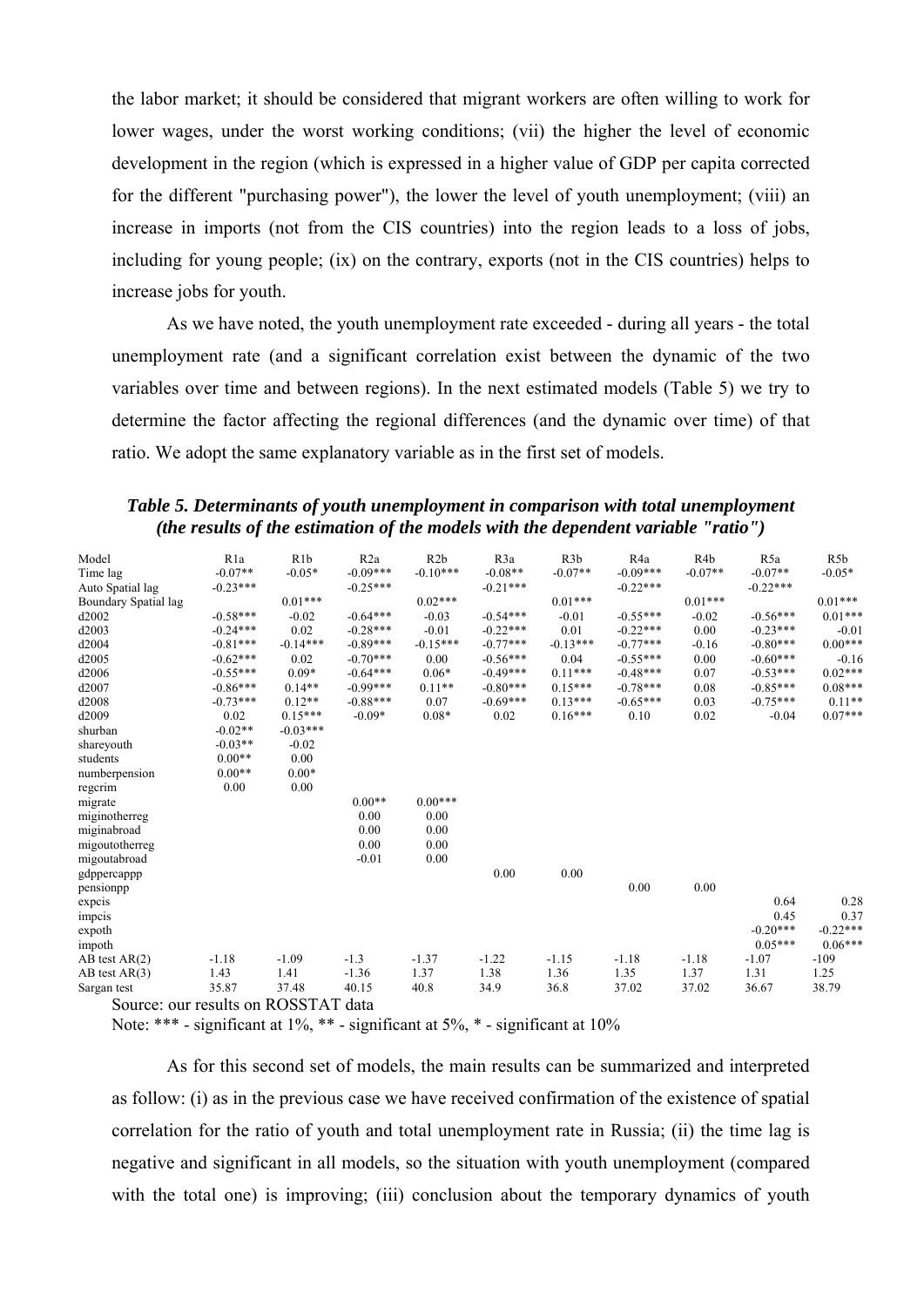the labor market; it should be considered that migrant workers are often willing to work for lower wages, under the worst working conditions; (vii) the higher the level of economic development in the region (which is expressed in a higher value of GDP per capita corrected for the different "purchasing power"), the lower the level of youth unemployment; (viii) an increase in imports (not from the CIS countries) into the region leads to a loss of jobs, including for young people; (ix) on the contrary, exports (not in the CIS countries) helps to increase jobs for youth.

As we have noted, the youth unemployment rate exceeded - during all years - the total unemployment rate (and a significant correlation exist between the dynamic of the two variables over time and between regions). In the next estimated models (Table 5) we try to determine the factor affecting the regional differences (and the dynamic over time) of that ratio. We adopt the same explanatory variable as in the first set of models.

***Table 5. Determinants of youth unemployment in comparison with total unemployment (the results of the estimation of the models with the dependent variable "ratio")***

| Model | R1a | R1b | R2a | R2b | R3a | R3b | R4a | R4b | R5a | R5b |
|---|---|---|---|---|---|---|---|---|---|---|
| Time lag | -0.07** | -0.05* | -0.09*** | -0.10*** | -0.08** | -0.07** | -0.09*** | -0.07** | -0.07** | -0.05* |
| Auto Spatial lag | -0.23*** | | -0.25*** | | -0.21*** | | -0.22*** | | -0.22*** | |
| Boundary Spatial lag | | 0.01*** | | 0.02*** | | 0.01*** | | 0.01*** | | 0.01*** |
| d2002 | -0.58*** | -0.02 | -0.64*** | -0.03 | -0.54*** | -0.01 | -0.55*** | -0.02 | -0.56*** | 0.01*** |
| d2003 | -0.24*** | 0.02 | -0.28*** | -0.01 | -0.22*** | 0.01 | -0.22*** | 0.00 | -0.23*** | -0.01 |
| d2004 | -0.81*** | -0.14*** | -0.89*** | -0.15*** | -0.77*** | -0.13*** | -0.77*** | -0.16 | -0.80*** | 0.00*** |
| d2005 | -0.62*** | 0.02 | -0.70*** | 0.00 | -0.56*** | 0.04 | -0.55*** | 0.00 | -0.60*** | -0.16 |
| d2006 | -0.55*** | 0.09* | -0.64*** | 0.06* | -0.49*** | 0.11*** | -0.48*** | 0.07 | -0.53*** | 0.02*** |
| d2007 | -0.86*** | 0.14** | -0.99*** | 0.11** | -0.80*** | 0.15*** | -0.78*** | 0.08 | -0.85*** | 0.08*** |
| d2008 | -0.73*** | 0.12** | -0.88*** | 0.07 | -0.69*** | 0.13*** | -0.65*** | 0.03 | -0.75*** | 0.11** |
| d2009 | 0.02 | 0.15*** | -0.09* | 0.08* | 0.02 | 0.16*** | 0.10 | 0.02 | -0.04 | 0.07*** |
| shurban | -0.02** | -0.03*** | | | | | | | | |
| shareyouth | -0.03** | -0.02 | | | | | | | | |
| students | 0.00** | 0.00 | | | | | | | | |
| numberpension | 0.00** | 0.00* | | | | | | | | |
| regcrim | 0.00 | 0.00 | | | | | | | | |
| migrate | | | 0.00** | 0.00*** | | | | | | |
| miginotherreg | | | 0.00 | 0.00 | | | | | | |
| miginabroad | | | 0.00 | 0.00 | | | | | | |
| migoutotherreg | | | 0.00 | 0.00 | | | | | | |
| migoutabroad | | | -0.01 | 0.00 | | | | | | |
| gdppercappp | | | | | 0.00 | 0.00 | | | | |
| pensionpp | | | | | | | 0.00 | 0.00 | | |
| expcis | | | | | | | | | 0.64 | 0.28 |
| impcis | | | | | | | | | 0.45 | 0.37 |
| expoth | | | | | | | | | -0.20*** | -0.22*** |
| impoth | | | | | | | | | 0.05*** | 0.06*** |
| AB test AR(2) | -1.18 | -1.09 | -1.3 | -1.37 | -1.22 | -1.15 | -1.18 | -1.18 | -1.07 | -109 |
| AB test AR(3) | 1.43 | 1.41 | -1.36 | 1.37 | 1.38 | 1.36 | 1.35 | 1.37 | 1.31 | 1.25 |
| Sargan test | 35.87 | 37.48 | 40.15 | 40.8 | 34.9 | 36.8 | 37.02 | 37.02 | 36.67 | 38.79 |

Source: our results on ROSSTAT data

Note: *** - significant at 1%, ** - significant at 5%, * - significant at 10%

As for this second set of models, the main results can be summarized and interpreted as follow: (i) as in the previous case we have received confirmation of the existence of spatial correlation for the ratio of youth and total unemployment rate in Russia; (ii) the time lag is negative and significant in all models, so the situation with youth unemployment (compared with the total one) is improving; (iii) conclusion about the temporary dynamics of youth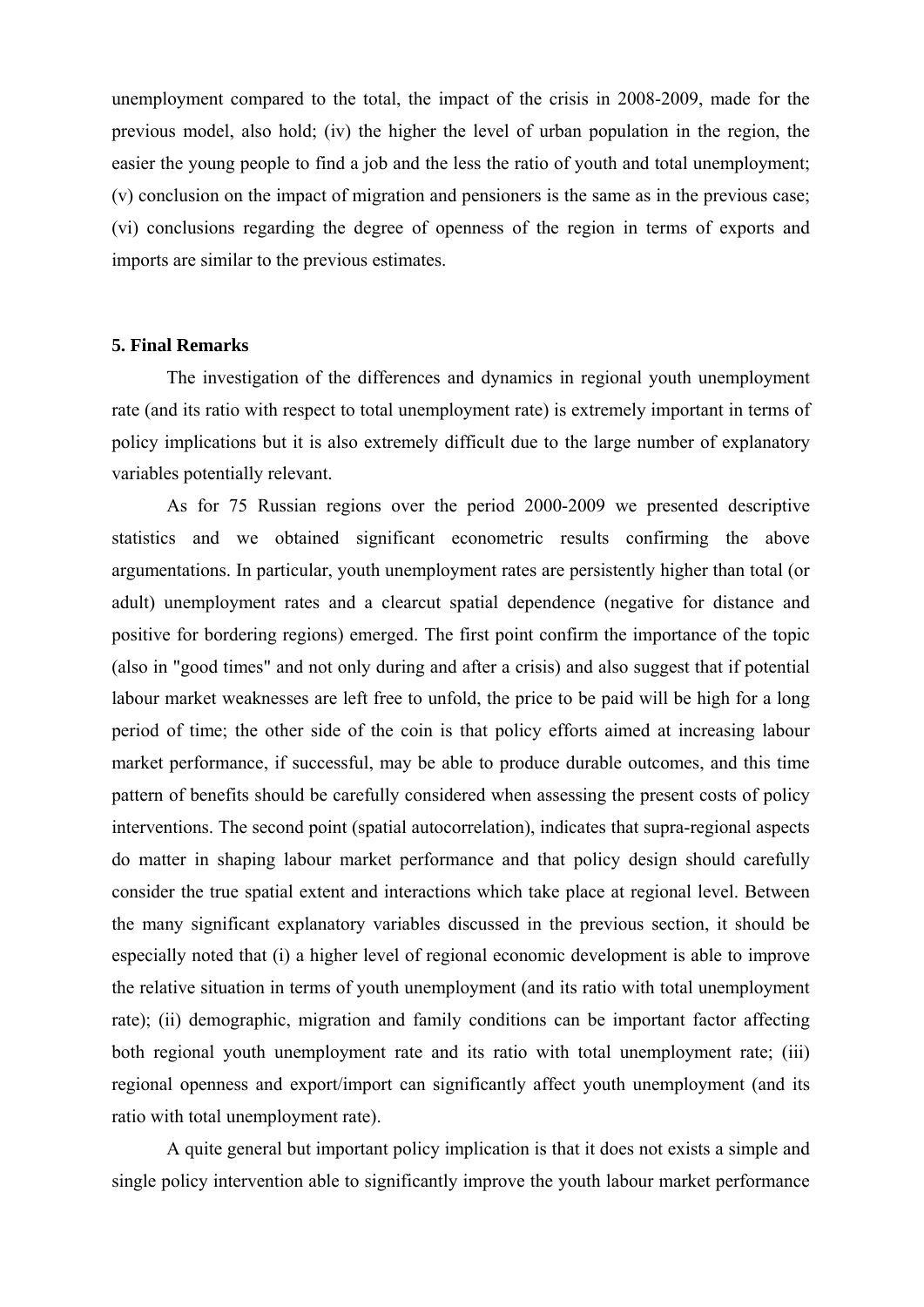unemployment compared to the total, the impact of the crisis in 2008-2009, made for the previous model, also hold; (iv) the higher the level of urban population in the region, the easier the young people to find a job and the less the ratio of youth and total unemployment; (v) conclusion on the impact of migration and pensioners is the same as in the previous case; (vi) conclusions regarding the degree of openness of the region in terms of exports and imports are similar to the previous estimates.

## 5. Final Remarks

The investigation of the differences and dynamics in regional youth unemployment rate (and its ratio with respect to total unemployment rate) is extremely important in terms of policy implications but it is also extremely difficult due to the large number of explanatory variables potentially relevant.

As for 75 Russian regions over the period 2000-2009 we presented descriptive statistics and we obtained significant econometric results confirming the above argumentations. In particular, youth unemployment rates are persistently higher than total (or adult) unemployment rates and a clearcut spatial dependence (negative for distance and positive for bordering regions) emerged. The first point confirm the importance of the topic (also in "good times" and not only during and after a crisis) and also suggest that if potential labour market weaknesses are left free to unfold, the price to be paid will be high for a long period of time; the other side of the coin is that policy efforts aimed at increasing labour market performance, if successful, may be able to produce durable outcomes, and this time pattern of benefits should be carefully considered when assessing the present costs of policy interventions. The second point (spatial autocorrelation), indicates that supra-regional aspects do matter in shaping labour market performance and that policy design should carefully consider the true spatial extent and interactions which take place at regional level. Between the many significant explanatory variables discussed in the previous section, it should be especially noted that (i) a higher level of regional economic development is able to improve the relative situation in terms of youth unemployment (and its ratio with total unemployment rate); (ii) demographic, migration and family conditions can be important factor affecting both regional youth unemployment rate and its ratio with total unemployment rate; (iii) regional openness and export/import can significantly affect youth unemployment (and its ratio with total unemployment rate).

A quite general but important policy implication is that it does not exists a simple and single policy intervention able to significantly improve the youth labour market performance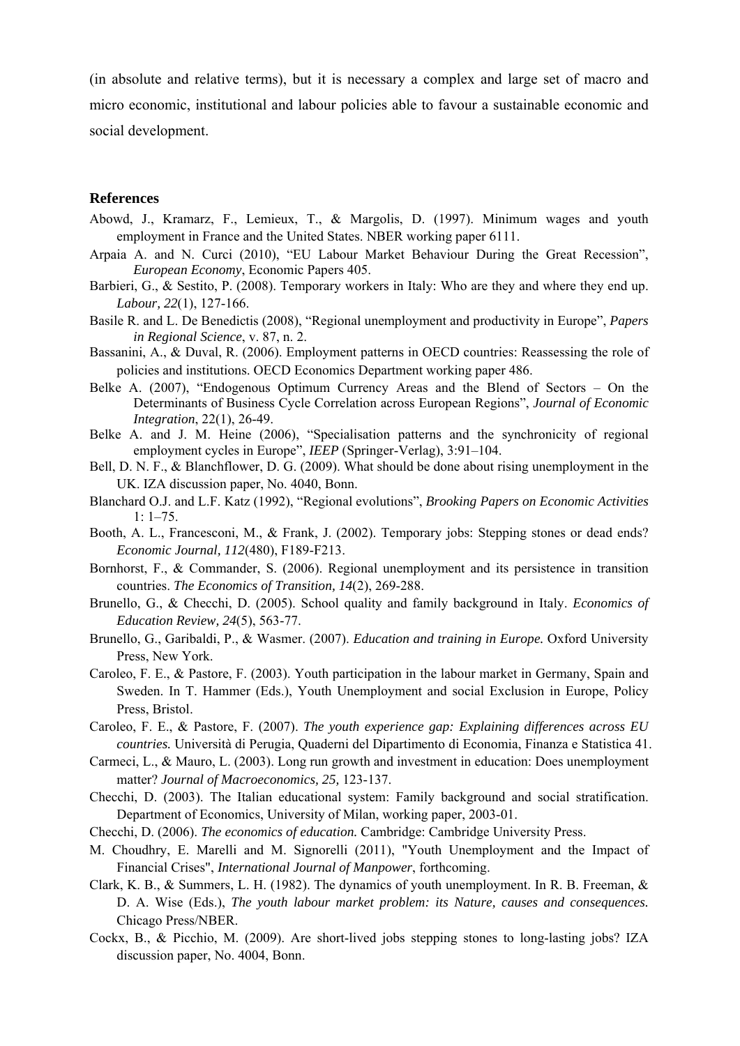(in absolute and relative terms), but it is necessary a complex and large set of macro and micro economic, institutional and labour policies able to favour a sustainable economic and social development.

## References

Abowd, J., Kramarz, F., Lemieux, T., & Margolis, D. (1997). Minimum wages and youth employment in France and the United States. NBER working paper 6111.

Arpaia A. and N. Curci (2010), "EU Labour Market Behaviour During the Great Recession", *European Economy*, Economic Papers 405.

Barbieri, G., & Sestito, P. (2008). Temporary workers in Italy: Who are they and where they end up. *Labour, 22*(1), 127-166.

Basile R. and L. De Benedictis (2008), "Regional unemployment and productivity in Europe", *Papers in Regional Science*, v. 87, n. 2.

Bassanini, A., & Duval, R. (2006). Employment patterns in OECD countries: Reassessing the role of policies and institutions. OECD Economics Department working paper 486.

Belke A. (2007), "Endogenous Optimum Currency Areas and the Blend of Sectors – On the Determinants of Business Cycle Correlation across European Regions", *Journal of Economic Integration*, 22(1), 26-49.

Belke A. and J. M. Heine (2006), "Specialisation patterns and the synchronicity of regional employment cycles in Europe", *IEEP* (Springer-Verlag), 3:91–104.

Bell, D. N. F., & Blanchflower, D. G. (2009). What should be done about rising unemployment in the UK. IZA discussion paper, No. 4040, Bonn.

Blanchard O.J. and L.F. Katz (1992), "Regional evolutions", *Brooking Papers on Economic Activities* 1: 1–75.

Booth, A. L., Francesconi, M., & Frank, J. (2002). Temporary jobs: Stepping stones or dead ends? *Economic Journal, 112*(480), F189-F213.

Bornhorst, F., & Commander, S. (2006). Regional unemployment and its persistence in transition countries. *The Economics of Transition, 14*(2), 269-288.

Brunello, G., & Checchi, D. (2005). School quality and family background in Italy. *Economics of Education Review, 24*(5), 563-77.

Brunello, G., Garibaldi, P., & Wasmer. (2007). *Education and training in Europe.* Oxford University Press, New York.

Caroleo, F. E., & Pastore, F. (2003). Youth participation in the labour market in Germany, Spain and Sweden. In T. Hammer (Eds.), Youth Unemployment and social Exclusion in Europe, Policy Press, Bristol.

Caroleo, F. E., & Pastore, F. (2007). *The youth experience gap: Explaining differences across EU countries.* Università di Perugia, Quaderni del Dipartimento di Economia, Finanza e Statistica 41.

Carmeci, L., & Mauro, L. (2003). Long run growth and investment in education: Does unemployment matter? *Journal of Macroeconomics, 25,* 123-137.

Checchi, D. (2003). The Italian educational system: Family background and social stratification. Department of Economics, University of Milan, working paper, 2003-01.

Checchi, D. (2006). *The economics of education.* Cambridge: Cambridge University Press.

M. Choudhry, E. Marelli and M. Signorelli (2011), "Youth Unemployment and the Impact of Financial Crises", *International Journal of Manpower*, forthcoming.

Clark, K. B., & Summers, L. H. (1982). The dynamics of youth unemployment. In R. B. Freeman, & D. A. Wise (Eds.), *The youth labour market problem: its Nature, causes and consequences.* Chicago Press/NBER.

Cockx, B., & Picchio, M. (2009). Are short-lived jobs stepping stones to long-lasting jobs? IZA discussion paper, No. 4004, Bonn.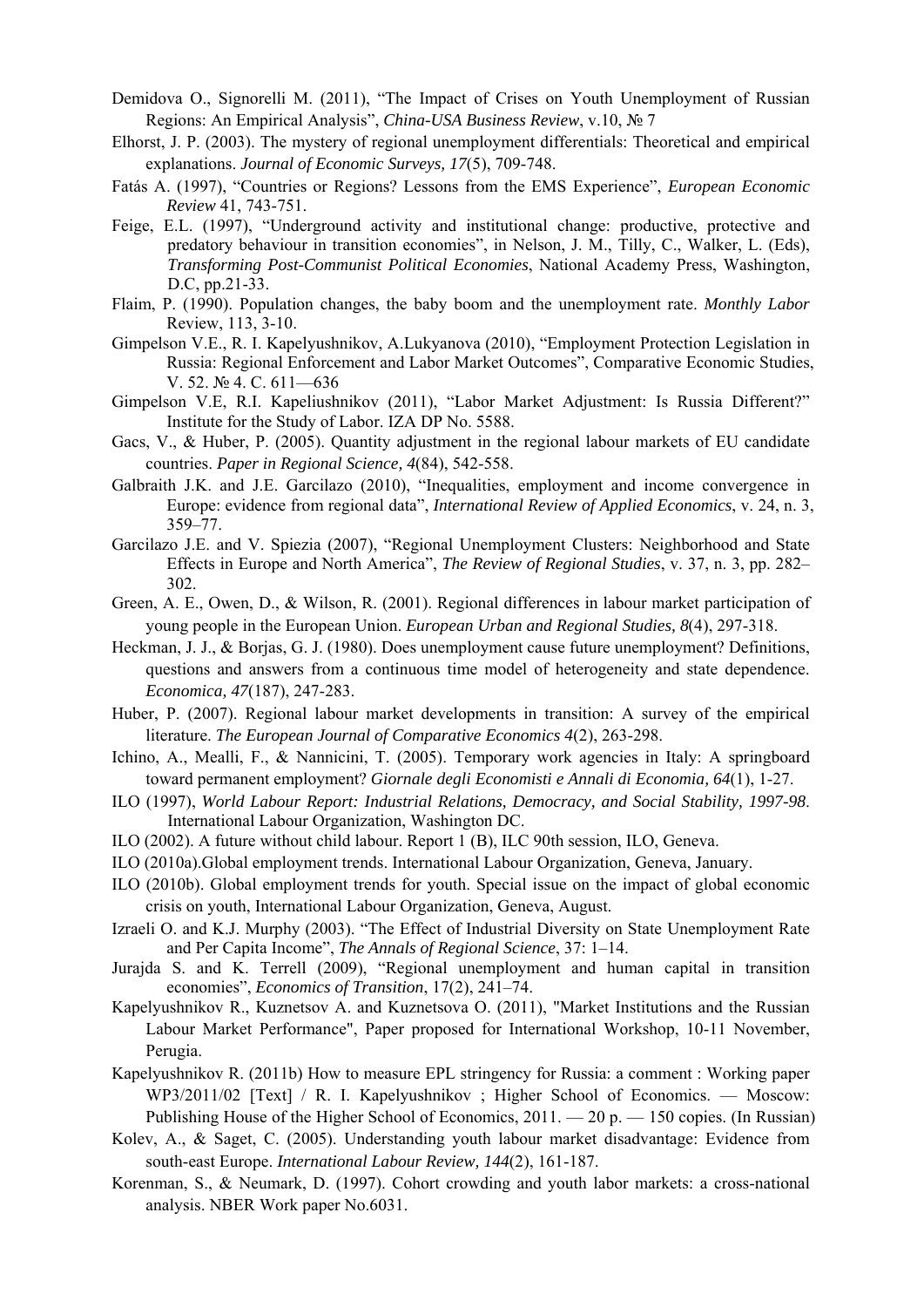Demidova O., Signorelli M. (2011), "The Impact of Crises on Youth Unemployment of Russian Regions: An Empirical Analysis", *China-USA Business Review*, v.10, № 7

Elhorst, J. P. (2003). The mystery of regional unemployment differentials: Theoretical and empirical explanations. *Journal of Economic Surveys, 17*(5), 709-748.

Fatás A. (1997), "Countries or Regions? Lessons from the EMS Experience", *European Economic Review* 41, 743-751.

Feige, E.L. (1997), "Underground activity and institutional change: productive, protective and predatory behaviour in transition economies", in Nelson, J. M., Tilly, C., Walker, L. (Eds), *Transforming Post-Communist Political Economies*, National Academy Press, Washington, D.C, pp.21-33.

Flaim, P. (1990). Population changes, the baby boom and the unemployment rate. *Monthly Labor* Review, 113, 3-10.

Gimpelson V.E., R. I. Kapelyushnikov, A.Lukyanova (2010), "Employment Protection Legislation in Russia: Regional Enforcement and Labor Market Outcomes", Comparative Economic Studies, V. 52. № 4. C. 611—636

Gimpelson V.E, R.I. Kapeliushnikov (2011), "Labor Market Adjustment: Is Russia Different?" Institute for the Study of Labor. IZA DP No. 5588.

Gacs, V., & Huber, P. (2005). Quantity adjustment in the regional labour markets of EU candidate countries. *Paper in Regional Science, 4*(84), 542-558.

Galbraith J.K. and J.E. Garcilazo (2010), "Inequalities, employment and income convergence in Europe: evidence from regional data", *International Review of Applied Economics*, v. 24, n. 3, 359–77.

Garcilazo J.E. and V. Spiezia (2007), "Regional Unemployment Clusters: Neighborhood and State Effects in Europe and North America", *The Review of Regional Studies*, v. 37, n. 3, pp. 282–302.

Green, A. E., Owen, D., & Wilson, R. (2001). Regional differences in labour market participation of young people in the European Union. *European Urban and Regional Studies, 8*(4), 297-318.

Heckman, J. J., & Borjas, G. J. (1980). Does unemployment cause future unemployment? Definitions, questions and answers from a continuous time model of heterogeneity and state dependence. *Economica, 47*(187), 247-283.

Huber, P. (2007). Regional labour market developments in transition: A survey of the empirical literature. *The European Journal of Comparative Economics 4*(2), 263-298.

Ichino, A., Mealli, F., & Nannicini, T. (2005). Temporary work agencies in Italy: A springboard toward permanent employment? *Giornale degli Economisti e Annali di Economia, 64*(1), 1-27.

ILO (1997), *World Labour Report: Industrial Relations, Democracy, and Social Stability, 1997-98*. International Labour Organization, Washington DC.

ILO (2002). A future without child labour. Report 1 (B), ILC 90th session, ILO, Geneva.

ILO (2010a).Global employment trends. International Labour Organization, Geneva, January.

ILO (2010b). Global employment trends for youth. Special issue on the impact of global economic crisis on youth, International Labour Organization, Geneva, August.

Izraeli O. and K.J. Murphy (2003). "The Effect of Industrial Diversity on State Unemployment Rate and Per Capita Income", *The Annals of Regional Science*, 37: 1–14.

Jurajda S. and K. Terrell (2009), "Regional unemployment and human capital in transition economies", *Economics of Transition*, 17(2), 241–74.

Kapelyushnikov R., Kuznetsov A. and Kuznetsova O. (2011), "Market Institutions and the Russian Labour Market Performance", Paper proposed for International Workshop, 10-11 November, Perugia.

Kapelyushnikov R. (2011b) How to measure EPL stringency for Russia: a comment : Working paper WP3/2011/02 [Text] / R. I. Kapelyushnikov ; Higher School of Economics. — Moscow: Publishing House of the Higher School of Economics, 2011. — 20 p. — 150 copies. (In Russian)

Kolev, A., & Saget, C. (2005). Understanding youth labour market disadvantage: Evidence from south-east Europe. *International Labour Review, 144*(2), 161-187.

Korenman, S., & Neumark, D. (1997). Cohort crowding and youth labor markets: a cross-national analysis. NBER Work paper No.6031.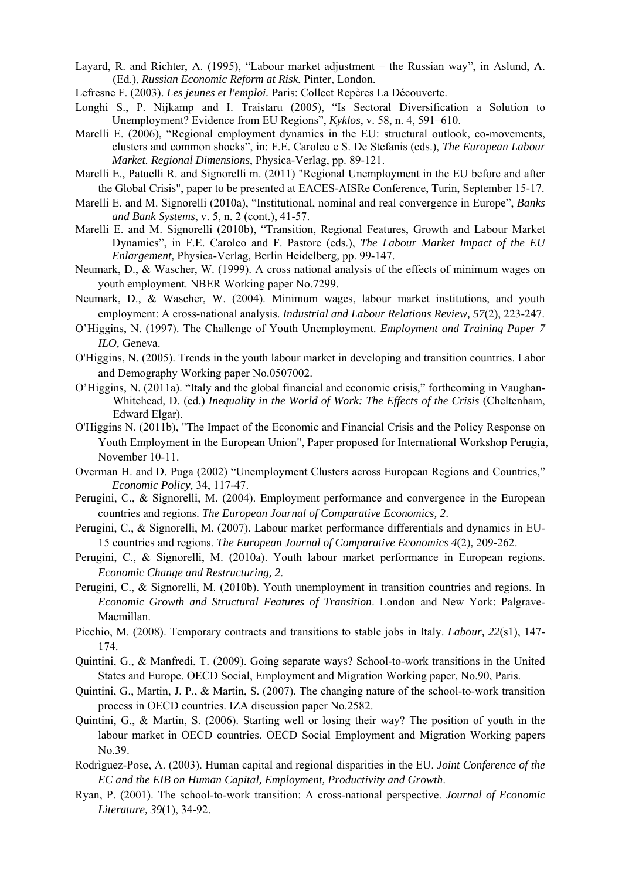Layard, R. and Richter, A. (1995), "Labour market adjustment – the Russian way", in Aslund, A. (Ed.), *Russian Economic Reform at Risk*, Pinter, London.

Lefresne F. (2003). *Les jeunes et l'emploi.* Paris: Collect Repères La Découverte.

Longhi S., P. Nijkamp and I. Traistaru (2005), "Is Sectoral Diversification a Solution to Unemployment? Evidence from EU Regions", *Kyklos*, v. 58, n. 4, 591–610.

Marelli E. (2006), "Regional employment dynamics in the EU: structural outlook, co-movements, clusters and common shocks", in: F.E. Caroleo e S. De Stefanis (eds.), *The European Labour Market. Regional Dimensions*, Physica-Verlag, pp. 89-121.

Marelli E., Patuelli R. and Signorelli m. (2011) "Regional Unemployment in the EU before and after the Global Crisis", paper to be presented at EACES-AISRe Conference, Turin, September 15-17.

Marelli E. and M. Signorelli (2010a), "Institutional, nominal and real convergence in Europe", *Banks and Bank Systems*, v. 5, n. 2 (cont.), 41-57.

Marelli E. and M. Signorelli (2010b), "Transition, Regional Features, Growth and Labour Market Dynamics", in F.E. Caroleo and F. Pastore (eds.), *The Labour Market Impact of the EU Enlargement*, Physica-Verlag, Berlin Heidelberg, pp. 99-147.

Neumark, D., & Wascher, W. (1999). A cross national analysis of the effects of minimum wages on youth employment. NBER Working paper No.7299.

Neumark, D., & Wascher, W. (2004). Minimum wages, labour market institutions, and youth employment: A cross-national analysis. *Industrial and Labour Relations Review, 57*(2), 223-247.

O'Higgins, N. (1997). The Challenge of Youth Unemployment. *Employment and Training Paper 7 ILO,* Geneva.

O'Higgins, N. (2005). Trends in the youth labour market in developing and transition countries. Labor and Demography Working paper No.0507002.

O'Higgins, N. (2011a). "Italy and the global financial and economic crisis," forthcoming in Vaughan-Whitehead, D. (ed.) *Inequality in the World of Work: The Effects of the Crisis* (Cheltenham, Edward Elgar).

O'Higgins N. (2011b), "The Impact of the Economic and Financial Crisis and the Policy Response on Youth Employment in the European Union", Paper proposed for International Workshop Perugia, November 10-11.

Overman H. and D. Puga (2002) "Unemployment Clusters across European Regions and Countries," *Economic Policy,* 34, 117-47.

Perugini, C., & Signorelli, M. (2004). Employment performance and convergence in the European countries and regions. *The European Journal of Comparative Economics, 2*.

Perugini, C., & Signorelli, M. (2007). Labour market performance differentials and dynamics in EU-15 countries and regions. *The European Journal of Comparative Economics 4*(2), 209-262.

Perugini, C., & Signorelli, M. (2010a). Youth labour market performance in European regions. *Economic Change and Restructuring, 2*.

Perugini, C., & Signorelli, M. (2010b). Youth unemployment in transition countries and regions. In *Economic Growth and Structural Features of Transition*. London and New York: Palgrave-Macmillan.

Picchio, M. (2008). Temporary contracts and transitions to stable jobs in Italy. *Labour, 22*(s1), 147-174.

Quintini, G., & Manfredi, T. (2009). Going separate ways? School-to-work transitions in the United States and Europe. OECD Social, Employment and Migration Working paper, No.90, Paris.

Quintini, G., Martin, J. P., & Martin, S. (2007). The changing nature of the school-to-work transition process in OECD countries. IZA discussion paper No.2582.

Quintini, G., & Martin, S. (2006). Starting well or losing their way? The position of youth in the labour market in OECD countries. OECD Social Employment and Migration Working papers No.39.

Rodrìguez-Pose, A. (2003). Human capital and regional disparities in the EU. *Joint Conference of the EC and the EIB on Human Capital, Employment, Productivity and Growth*.

Ryan, P. (2001). The school-to-work transition: A cross-national perspective. *Journal of Economic Literature, 39*(1), 34-92.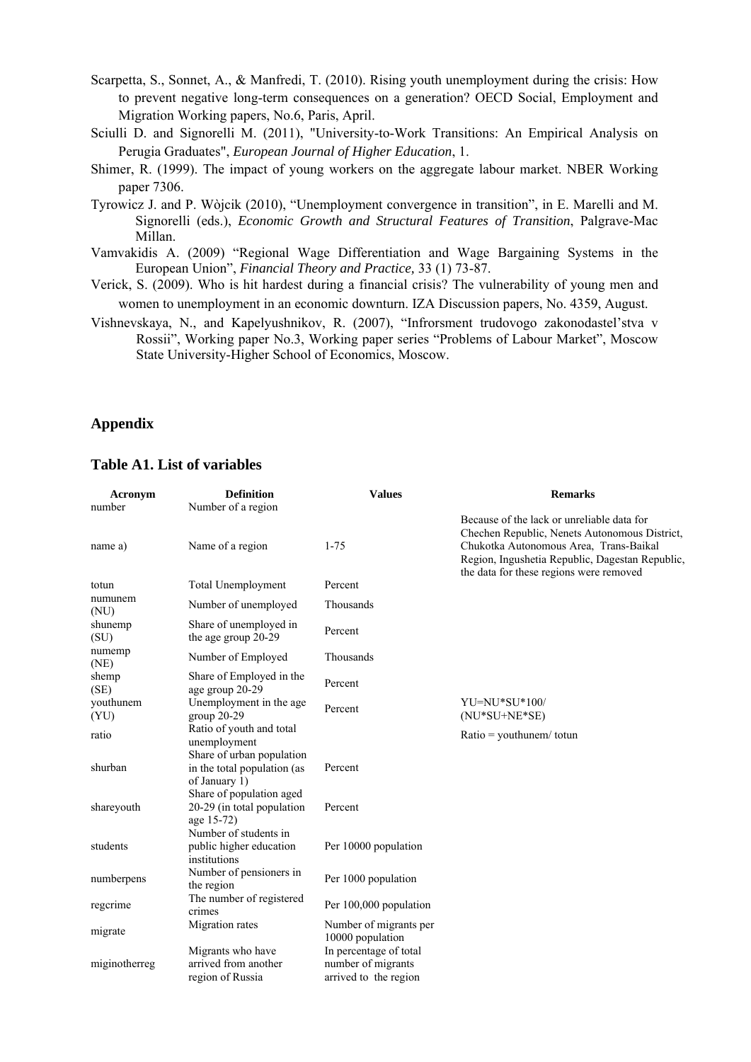Scarpetta, S., Sonnet, A., & Manfredi, T. (2010). Rising youth unemployment during the crisis: How to prevent negative long-term consequences on a generation? OECD Social, Employment and Migration Working papers, No.6, Paris, April.

Sciulli D. and Signorelli M. (2011), "University-to-Work Transitions: An Empirical Analysis on Perugia Graduates", *European Journal of Higher Education*, 1.

Shimer, R. (1999). The impact of young workers on the aggregate labour market. NBER Working paper 7306.

Tyrowicz J. and P. Wòjcik (2010), "Unemployment convergence in transition", in E. Marelli and M. Signorelli (eds.), *Economic Growth and Structural Features of Transition*, Palgrave-Mac Millan.

Vamvakidis A. (2009) "Regional Wage Differentiation and Wage Bargaining Systems in the European Union", *Financial Theory and Practice,* 33 (1) 73-87.

Verick, S. (2009). Who is hit hardest during a financial crisis? The vulnerability of young men and women to unemployment in an economic downturn. IZA Discussion papers, No. 4359, August.

Vishnevskaya, N., and Kapelyushnikov, R. (2007), "Infrorsment trudovogo zakonodastel'stva v Rossii", Working paper No.3, Working paper series "Problems of Labour Market", Moscow State University-Higher School of Economics, Moscow.

## Appendix

### Table A1. List of variables

| Acronym | Definition | Values | Remarks |
|---|---|---|---|
| number | Number of a region | | |
| name a) | Name of a region | 1-75 | Because of the lack or unreliable data for Chechen Republic, Nenets Autonomous District, Chukotka Autonomous Area, Trans-Baikal Region, Ingushetia Republic, Dagestan Republic, the data for these regions were removed |
| totun | Total Unemployment | Percent | |
| numunem (NU) | Number of unemployed | Thousands | |
| shunemp (SU) | Share of unemployed in the age group 20-29 | Percent | |
| numemp (NE) | Number of Employed | Thousands | |
| shemp (SE) | Share of Employed in the age group 20-29 | Percent | |
| youthunem (YU) | Unemployment in the age group 20-29 | Percent | YU=NU\*SU\*100/ (NU\*SU+NE\*SE) |
| ratio | Ratio of youth and total unemployment | | Ratio = youthunem/ totun |
| shurban | Share of urban population in the total population (as of January 1) | Percent | |
| shareyouth | Share of population aged 20-29 (in total population age 15-72) | Percent | |
| students | Number of students in public higher education institutions | Per 10000 population | |
| numberpens | Number of pensioners in the region | Per 1000 population | |
| regcrime | The number of registered crimes | Per 100,000 population | |
| migrate | Migration rates | Number of migrants per 10000 population | |
| miginotherreg | Migrants who have arrived from another region of Russia | In percentage of total number of migrants arrived to the region | |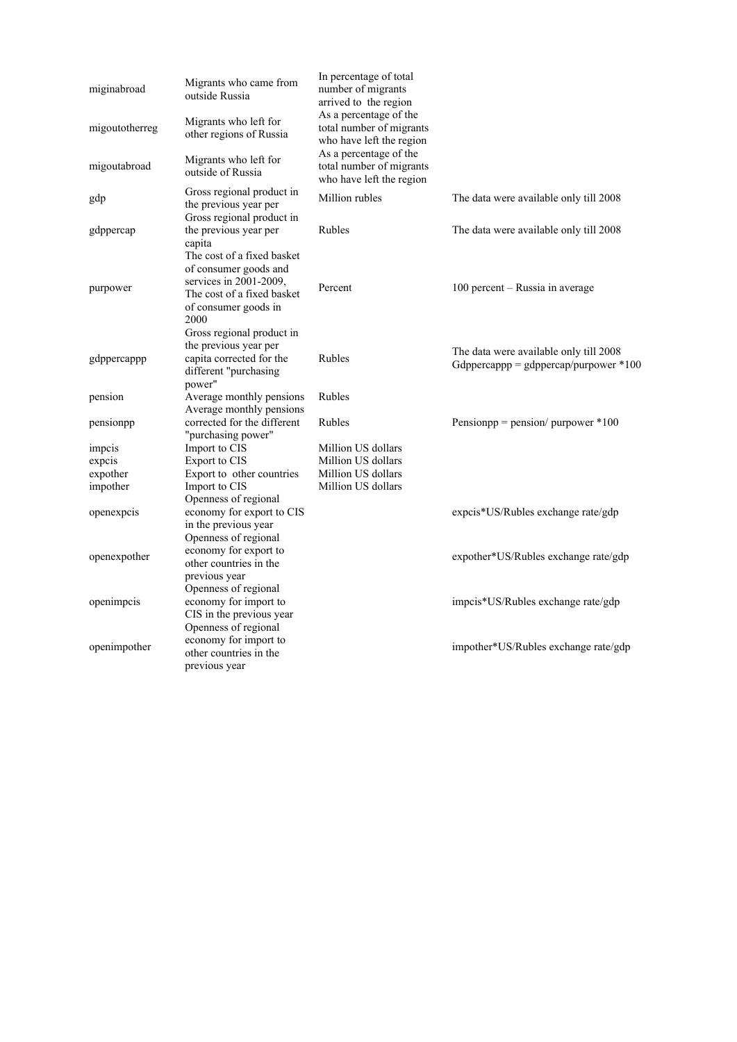| | | | |
|---|---|---|---|
| miginabroad | Migrants who came from outside Russia | In percentage of total number of migrants arrived to the region | |
| migoutotherreg | Migrants who left for other regions of Russia | As a percentage of the total number of migrants who have left the region | |
| migoutabroad | Migrants who left for outside of Russia | As a percentage of the total number of migrants who have left the region | |
| gdp | Gross regional product in the previous year per | Million rubles | The data were available only till 2008 |
| gdppercap | Gross regional product in the previous year per capita | Rubles | The data were available only till 2008 |
| purpower | The cost of a fixed basket of consumer goods and services in 2001-2009, The cost of a fixed basket of consumer goods in 2000 | Percent | 100 percent – Russia in average |
| gdppercappp | Gross regional product in the previous year per capita corrected for the different "purchasing power" | Rubles | The data were available only till 2008 Gdppercappp = gdppercap/purpower *100 |
| pension | Average monthly pensions | Rubles | |
| pensionpp | Average monthly pensions corrected for the different "purchasing power" | Rubles | Pensionpp = pension/ purpower *100 |
| impcis | Import to CIS | Million US dollars | |
| expcis | Export to CIS | Million US dollars | |
| expother | Export to other countries | Million US dollars | |
| impother | Import to CIS | Million US dollars | |
| openexpcis | Openness of regional economy for export to CIS in the previous year | | expcis*US/Rubles exchange rate/gdp |
| openexpother | Openness of regional economy for export to other countries in the previous year | | expother*US/Rubles exchange rate/gdp |
| openimpcis | Openness of regional economy for import to CIS in the previous year | | impcis*US/Rubles exchange rate/gdp |
| openimpother | Openness of regional economy for import to other countries in the previous year | | impother*US/Rubles exchange rate/gdp |